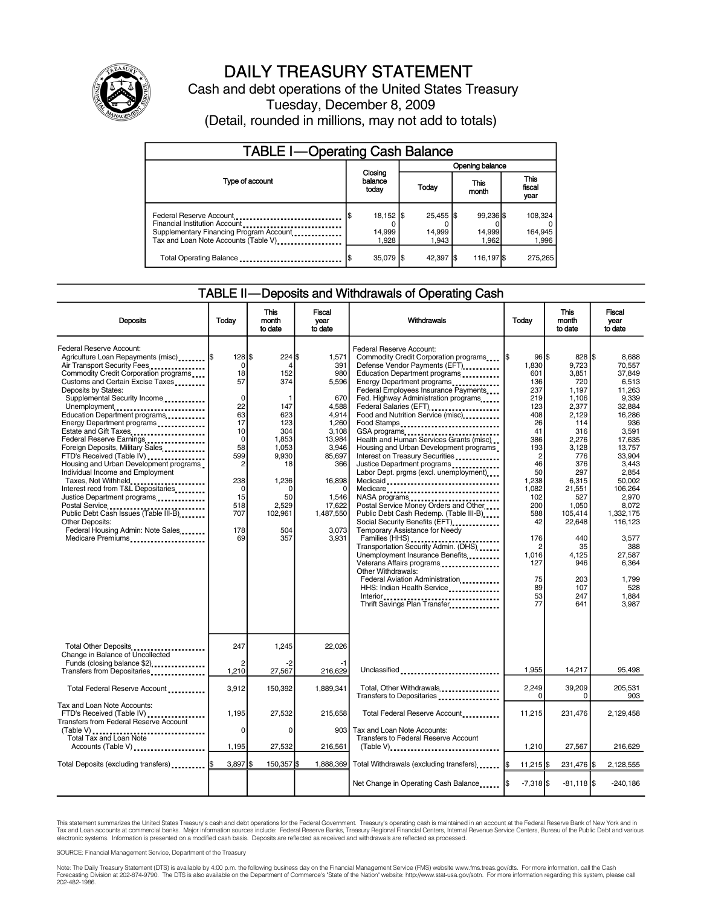# DAILY TREASURY STATEMENT

Cash and debt operations of the United States Treasury

Tuesday, December 8, 2009

(Detail, rounded in millions, may not add to totals)

## TABLE I—Operating Cash Balance

| Type of account | Closing balance today | Opening balance Today | Opening balance This month | Opening balance This fiscal year |
|---|---|---|---|---|
| Federal Reserve Account | $ 18,152 | $ 25,455 | $ 99,236 | $ 108,324 |
| Financial Institution Account | 0 | 0 | 0 | 0 |
| Supplementary Financing Program Account | 14,999 | 14,999 | 14,999 | 164,945 |
| Tax and Loan Note Accounts (Table V) | 1,928 | 1,943 | 1,962 | 1,996 |
| Total Operating Balance | $ 35,079 | $ 42,397 | $ 116,197 | $ 275,265 |

## TABLE II—Deposits and Withdrawals of Operating Cash

| Deposits | Today | This month to date | Fiscal year to date |
|---|---|---|---|
| Federal Reserve Account: | | | |
| Agriculture Loan Repayments (misc) | $ 128 | $ 224 | $ 1,571 |
| Air Transport Security Fees | 0 | 4 | 391 |
| Commodity Credit Corporation programs | 18 | 152 | 980 |
| Customs and Certain Excise Taxes | 57 | 374 | 5,596 |
| Deposits by States: | | | |
| Supplemental Security Income | 0 | 1 | 670 |
| Unemployment | 22 | 147 | 4,588 |
| Education Department programs | 63 | 623 | 4,914 |
| Energy Department programs | 17 | 123 | 1,260 |
| Estate and Gift Taxes | 10 | 304 | 3,108 |
| Federal Reserve Earnings | 0 | 1,853 | 13,984 |
| Foreign Deposits, Military Sales | 58 | 1,053 | 3,946 |
| FTD's Received (Table IV) | 599 | 9,930 | 85,697 |
| Housing and Urban Development programs | 2 | 18 | 366 |
| Individual Income and Employment Taxes, Not Withheld | 238 | 1,236 | 16,898 |
| Interest recd from T&L Depositaries | 0 | 0 | 0 |
| Justice Department programs | 15 | 50 | 1,546 |
| Postal Service | 518 | 2,529 | 17,622 |
| Public Debt Cash Issues (Table III-B) | 707 | 102,961 | 1,487,550 |
| Other Deposits: | | | |
| Federal Housing Admin: Note Sales | 178 | 504 | 3,073 |
| Medicare Premiums | 69 | 357 | 3,931 |
| Total Other Deposits | 247 | 1,245 | 22,026 |
| Change in Balance of Uncollected Funds (closing balance $2) | 2 | -2 | -1 |
| Transfers from Depositaries | 1,210 | 27,567 | 216,629 |
| Total Federal Reserve Account | 3,912 | 150,392 | 1,889,341 |
| Tax and Loan Note Accounts: | | | |
| FTD's Received (Table IV) | 1,195 | 27,532 | 215,658 |
| Transfers from Federal Reserve Account (Table V) | 0 | 0 | 903 |
| Total Tax and Loan Note Accounts (Table V) | 1,195 | 27,532 | 216,561 |
| Total Deposits (excluding transfers) | $ 3,897 | $ 150,357 | $ 1,888,369 |

| Withdrawals | Today | This month to date | Fiscal year to date |
|---|---|---|---|
| Federal Reserve Account: | | | |
| Commodity Credit Corporation programs | $ 96 | $ 828 | $ 8,688 |
| Defense Vendor Payments (EFT) | 1,830 | 9,723 | 70,557 |
| Education Department programs | 601 | 3,851 | 37,849 |
| Energy Department programs | 136 | 720 | 6,513 |
| Federal Employees Insurance Payments | 237 | 1,197 | 11,263 |
| Fed. Highway Administration programs | 219 | 1,106 | 9,339 |
| Federal Salaries (EFT) | 123 | 2,377 | 32,884 |
| Food and Nutrition Service (misc) | 408 | 2,129 | 16,286 |
| Food Stamps | 26 | 114 | 936 |
| GSA programs | 41 | 316 | 3,591 |
| Health and Human Services Grants (misc) | 386 | 2,276 | 17,635 |
| Housing and Urban Development programs | 193 | 3,128 | 13,757 |
| Interest on Treasury Securities | 2 | 776 | 33,904 |
| Justice Department programs | 46 | 376 | 3,443 |
| Labor Dept. prgms (excl. unemployment) | 50 | 297 | 2,854 |
| Medicaid | 1,238 | 6,315 | 50,002 |
| Medicare | 1,082 | 21,551 | 106,264 |
| NASA programs | 102 | 527 | 2,970 |
| Postal Service Money Orders and Other | 200 | 1,050 | 8,072 |
| Public Debt Cash Redemp. (Table III-B) | 588 | 105,414 | 1,332,175 |
| Social Security Benefits (EFT) | 42 | 22,648 | 116,123 |
| Temporary Assistance for Needy Families (HHS) | 176 | 440 | 3,577 |
| Transportation Security Admin. (DHS) | 2 | 35 | 388 |
| Unemployment Insurance Benefits | 1,016 | 4,125 | 27,587 |
| Veterans Affairs programs | 127 | 946 | 6,364 |
| Other Withdrawals: | | | |
| Federal Aviation Administration | 75 | 203 | 1,799 |
| HHS: Indian Health Service | 89 | 107 | 528 |
| Interior | 53 | 247 | 1,884 |
| Thrift Savings Plan Transfer | 77 | 641 | 3,987 |
| Unclassified | 1,955 | 14,217 | 95,498 |
| Total, Other Withdrawals | 2,249 | 39,209 | 205,531 |
| Transfers to Depositaries | 0 | 0 | 903 |
| Total Federal Reserve Account | 11,215 | 231,476 | 2,129,458 |
| Tax and Loan Note Accounts: | | | |
| Transfers to Federal Reserve Account (Table V) | 1,210 | 27,567 | 216,629 |
| Total Withdrawals (excluding transfers) | $ 11,215 | $ 231,476 | $ 2,128,555 |
| Net Change in Operating Cash Balance | $ -7,318 | $ -81,118 | $ -240,186 |

This statement summarizes the United States Treasury's cash and debt operations for the Federal Government. Treasury's operating cash is maintained in an account at the Federal Reserve Bank of New York and in Tax and Loan accounts at commercial banks. Major information sources include: Federal Reserve Banks, Treasury Regional Financial Centers, Internal Revenue Service Centers, Bureau of the Public Debt and various electronic systems. Information is presented on a modified cash basis. Deposits are reflected as received and withdrawals are reflected as processed.

SOURCE: Financial Management Service, Department of the Treasury

Note: The Daily Treasury Statement (DTS) is available by 4:00 p.m. the following business day on the Financial Management Service (FMS) website www.fms.treas.gov/dts. For more information, call the Cash Forecasting Division at 202-874-9790. The DTS is also available on the Department of Commerce's "State of the Nation" website: http://www.stat-usa.gov/sotn. For more information regarding this system, please call 202-482-1986.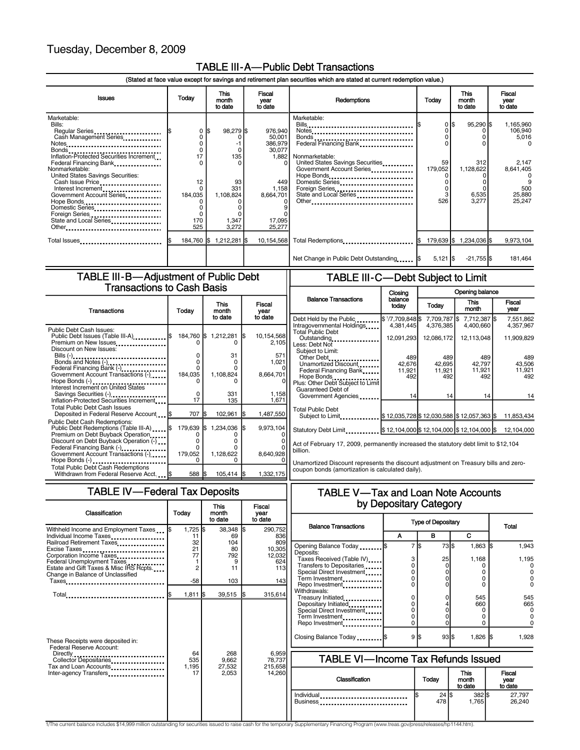Tuesday, December 8, 2009

## TABLE III-A—Public Debt Transactions

(Stated at face value except for savings and retirement plan securities which are stated at current redemption value.)

| Issues | Today | This month to date | Fiscal year to date | Redemptions | Today | This month to date | Fiscal year to date |
|---|---|---|---|---|---|---|---|
| Marketable: | | | | Marketable: | | | |
| Bills: | | | | Bills | $ 0 | $ 95,290 | $ 1,165,960 |
| Regular Series | $ 0 | $ 98,279 | $ 976,940 | Notes | 0 | 0 | 106,940 |
| Cash Management Series | 0 | 0 | 50,001 | Bonds | 0 | 0 | 5,016 |
| Notes | 0 | -1 | 386,979 | Federal Financing Bank | 0 | 0 | 0 |
| Bonds | 0 | 0 | 30,077 | | | | |
| Inflation-Protected Securities Increment | 17 | 135 | 1,882 | Nonmarketable: | | | |
| Federal Financing Bank | 0 | 0 | 0 | United States Savings Securities | 59 | 312 | 2,147 |
| Nonmarketable: | | | | Government Account Series | 179,052 | 1,128,622 | 8,641,405 |
| United States Savings Securities: | | | | Hope Bonds | 0 | 0 | 0 |
| Cash Issue Price | 12 | 93 | 449 | Domestic Series | 0 | 0 | 9 |
| Interest Increment | 0 | 331 | 1,158 | Foreign Series | 0 | 0 | 500 |
| Government Account Series | 184,035 | 1,108,824 | 8,664,701 | State and Local Series | 3 | 6,535 | 25,880 |
| Hope Bonds | 0 | 0 | 0 | Other | 526 | 3,277 | 25,247 |
| Domestic Series | 0 | 0 | 9 | | | | |
| Foreign Series | 0 | 0 | 0 | | | | |
| State and Local Series | 170 | 1,347 | 17,095 | | | | |
| Other | 525 | 3,272 | 25,277 | | | | |
| Total Issues | $ 184,760 | $ 1,212,281 | $ 10,154,568 | Total Redemptions | $ 179,639 | $ 1,234,036 | $ 9,973,104 |
| | | | | Net Change in Public Debt Outstanding | $ 5,121 | $ -21,755 | $ 181,464 |

## TABLE III-B—Adjustment of Public Debt Transactions to Cash Basis

| Transactions | Today | This month to date | Fiscal year to date |
|---|---|---|---|
| Public Debt Cash Issues: | | | |
| Public Debt Issues (Table III-A) | $ 184,760 | $ 1,212,281 | $ 10,154,568 |
| Premium on New Issues | 0 | 0 | 2,105 |
| Discount on New Issues: | | | |
| Bills (-) | 0 | 31 | 571 |
| Bonds and Notes (-) | 0 | 0 | 1,021 |
| Federal Financing Bank (-) | 0 | 0 | 0 |
| Government Account Transactions (-) | 184,035 | 1,108,824 | 8,664,701 |
| Hope Bonds (-) | 0 | 0 | 0 |
| Interest Increment on United States Savings Securities (-) | 0 | 331 | 1,158 |
| Inflation-Protected Securities Increment | 17 | 135 | 1,671 |
| Total Public Debt Cash Issues Deposited in Federal Reserve Account | $ 707 | $ 102,961 | $ 1,487,550 |
| Public Debt Cash Redemptions: | | | |
| Public Debt Redemptions (Table III-A) | $ 179,639 | $ 1,234,036 | $ 9,973,104 |
| Premium on Debt Buyback Operation | 0 | 0 | 0 |
| Discount on Debt Buyback Operation (-) | 0 | 0 | 0 |
| Federal Financing Bank (-) | 0 | 0 | 0 |
| Government Account Transactions (-) | 179,052 | 1,128,622 | 8,640,928 |
| Hope Bonds (-) | 0 | 0 | 0 |
| Total Public Debt Cash Redemptions Withdrawn from Federal Reserve Acct. | $ 588 | $ 105,414 | $ 1,332,175 |

## TABLE III-C—Debt Subject to Limit

| Balance Transactions | Closing balance today | Opening balance Today | Opening balance This month | Opening balance Fiscal year |
|---|---|---|---|---|
| Debt Held by the Public | $ [1]7,709,848 | $ 7,709,787 | $ 7,712,387 | $ 7,551,862 |
| Intragovernmental Holdings | 4,381,445 | 4,376,385 | 4,400,660 | 4,357,967 |
| Total Public Debt Outstanding | 12,091,293 | 12,086,172 | 12,113,048 | 11,909,829 |
| Less: Debt Not Subject to Limit: | | | | |
| Other Debt | 489 | 489 | 489 | 489 |
| Unamortized Discount | 42,676 | 42,695 | 42,797 | 43,506 |
| Federal Financing Bank | 11,921 | 11,921 | 11,921 | 11,921 |
| Hope Bonds | 492 | 492 | 492 | 492 |
| Plus: Other Debt Subject to Limit | | | | |
| Guaranteed Debt of Government Agencies | 14 | 14 | 14 | 14 |
| Total Public Debt Subject to Limit | $ 12,035,728 | $ 12,030,588 | $ 12,057,363 | $ 11,853,434 |
| Statutory Debt Limit | $ 12,104,000 | $ 12,104,000 | $ 12,104,000 | $ 12,104,000 |

Act of February 17, 2009, permanently increased the statutory debt limit to $12,104 billion.

Unamortized Discount represents the discount adjustment on Treasury bills and zero-coupon bonds (amortization is calculated daily).

## TABLE IV—Federal Tax Deposits

| Classification | Today | This month to date | Fiscal year to date |
|---|---|---|---|
| Withheld Income and Employment Taxes | $ 1,725 | $ 38,348 | $ 290,752 |
| Individual Income Taxes | 11 | 69 | 836 |
| Railroad Retirement Taxes | 32 | 104 | 809 |
| Excise Taxes | 21 | 80 | 10,305 |
| Corporation Income Taxes | 77 | 792 | 12,032 |
| Federal Unemployment Taxes | 1 | 9 | 624 |
| Estate and Gift Taxes & Misc IRS Rcpts. | 2 | 11 | 113 |
| Change in Balance of Unclassified Taxes | -58 | 103 | 143 |
| Total | $ 1,811 | $ 39,515 | $ 315,614 |
| These Receipts were deposited in: | | | |
| Federal Reserve Account: | | | |
| Directly | 64 | 268 | 6,959 |
| Collector Depositaries | 535 | 9,662 | 78,737 |
| Tax and Loan Accounts | 1,195 | 27,532 | 215,658 |
| Inter-agency Transfers | 17 | 2,053 | 14,260 |

## TABLE V—Tax and Loan Note Accounts by Depositary Category

| Balance Transactions | Type of Depositary A | Type of Depositary B | Type of Depositary C | Total |
|---|---|---|---|---|
| Opening Balance Today | $ 7 | $ 73 | $ 1,863 | $ 1,943 |
| Deposits: | | | | |
| Taxes Received (Table IV) | 3 | 25 | 1,168 | 1,195 |
| Transfers to Depositaries | 0 | 0 | 0 | 0 |
| Special Direct Investment | 0 | 0 | 0 | 0 |
| Term Investment | 0 | 0 | 0 | 0 |
| Repo Investment | 0 | 0 | 0 | 0 |
| Withdrawals: | | | | |
| Treasury Initiated | 0 | 0 | 545 | 545 |
| Depositary Initiated | 0 | 4 | 660 | 665 |
| Special Direct Investment | 0 | 0 | 0 | 0 |
| Term Investment | 0 | 0 | 0 | 0 |
| Repo Investment | 0 | 0 | 0 | 0 |
| Closing Balance Today | $ 9 | $ 93 | $ 1,826 | $ 1,928 |

## TABLE VI—Income Tax Refunds Issued

| Classification | Today | This month to date | Fiscal year to date |
|---|---|---|---|
| Individual | $ 24 | $ 382 | $ 27,797 |
| Business | 478 | 1,765 | 26,240 |

1/The current balance includes $14,999 million outstanding for securities issued to raise cash for the temporary Supplementary Financing Program (www.treas.gov/press/releases/hp1144.htm).